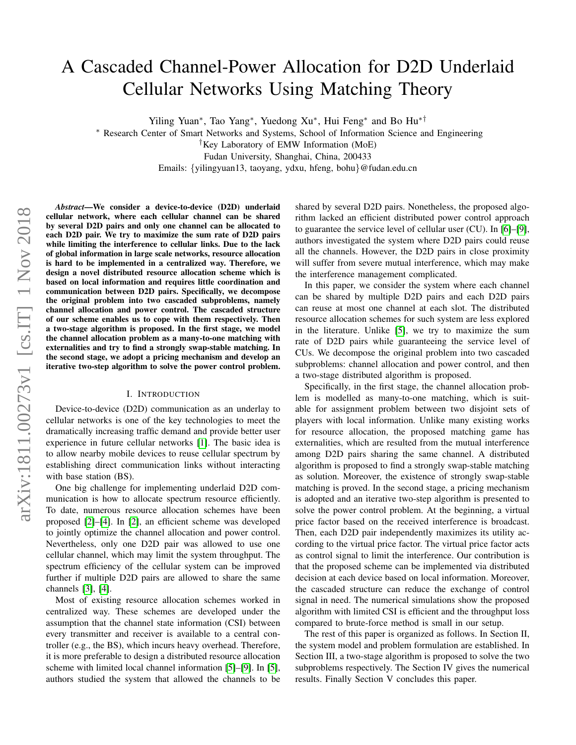# A Cascaded Channel-Power Allocation for D2D Underlaid Cellular Networks Using Matching Theory

Yiling Yuan*, Tao Yang*, Yuedong Xu*, Hui Feng* and Bo Hu*†

* Research Center of Smart Networks and Systems, School of Information Science and Engineering
†Key Laboratory of EMW Information (MoE)
Fudan University, Shanghai, China, 200433
Emails: {yilingyuan13, taoyang, ydxu, hfeng, bohu}@fudan.edu.cn

***Abstract*—We consider a device-to-device (D2D) underlaid cellular network, where each cellular channel can be shared by several D2D pairs and only one channel can be allocated to each D2D pair. We try to maximize the sum rate of D2D pairs while limiting the interference to cellular links. Due to the lack of global information in large scale networks, resource allocation is hard to be implemented in a centralized way. Therefore, we design a novel distributed resource allocation scheme which is based on local information and requires little coordination and communication between D2D pairs. Specifically, we decompose the original problem into two cascaded subproblems, namely channel allocation and power control. The cascaded structure of our scheme enables us to cope with them respectively. Then a two-stage algorithm is proposed. In the first stage, we model the channel allocation problem as a many-to-one matching with externalities and try to find a strongly swap-stable matching. In the second stage, we adopt a pricing mechanism and develop an iterative two-step algorithm to solve the power control problem.**

## I. Introduction

Device-to-device (D2D) communication as an underlay to cellular networks is one of the key technologies to meet the dramatically increasing traffic demand and provide better user experience in future cellular networks [1]. The basic idea is to allow nearby mobile devices to reuse cellular spectrum by establishing direct communication links without interacting with base station (BS).

One big challenge for implementing underlaid D2D communication is how to allocate spectrum resource efficiently. To date, numerous resource allocation schemes have been proposed [2]–[4]. In [2], an efficient scheme was developed to jointly optimize the channel allocation and power control. Nevertheless, only one D2D pair was allowed to use one cellular channel, which may limit the system throughput. The spectrum efficiency of the cellular system can be improved further if multiple D2D pairs are allowed to share the same channels [3], [4].

Most of existing resource allocation schemes worked in centralized way. These schemes are developed under the assumption that the channel state information (CSI) between every transmitter and receiver is available to a central controller (e.g., the BS), which incurs heavy overhead. Therefore, it is more preferable to design a distributed resource allocation scheme with limited local channel information [5]–[9]. In [5], authors studied the system that allowed the channels to be shared by several D2D pairs. Nonetheless, the proposed algorithm lacked an efficient distributed power control approach to guarantee the service level of cellular user (CU). In [6]–[9], authors investigated the system where D2D pairs could reuse all the channels. However, the D2D pairs in close proximity will suffer from severe mutual interference, which may make the interference management complicated.

In this paper, we consider the system where each channel can be shared by multiple D2D pairs and each D2D pairs can reuse at most one channel at each slot. The distributed resource allocation schemes for such system are less explored in the literature. Unlike [5], we try to maximize the sum rate of D2D pairs while guaranteeing the service level of CUs. We decompose the original problem into two cascaded subproblems: channel allocation and power control, and then a two-stage distributed algorithm is proposed.

Specifically, in the first stage, the channel allocation problem is modelled as many-to-one matching, which is suitable for assignment problem between two disjoint sets of players with local information. Unlike many existing works for resource allocation, the proposed matching game has externalities, which are resulted from the mutual interference among D2D pairs sharing the same channel. A distributed algorithm is proposed to find a strongly swap-stable matching as solution. Moreover, the existence of strongly swap-stable matching is proved. In the second stage, a pricing mechanism is adopted and an iterative two-step algorithm is presented to solve the power control problem. At the beginning, a virtual price factor based on the received interference is broadcast. Then, each D2D pair independently maximizes its utility according to the virtual price factor. The virtual price factor acts as control signal to limit the interference. Our contribution is that the proposed scheme can be implemented via distributed decision at each device based on local information. Moreover, the cascaded structure can reduce the exchange of control signal in need. The numerical simulations show the proposed algorithm with limited CSI is efficient and the throughput loss compared to brute-force method is small in our setup.

The rest of this paper is organized as follows. In Section II, the system model and problem formulation are established. In Section III, a two-stage algorithm is proposed to solve the two subproblems respectively. The Section IV gives the numerical results. Finally Section V concludes this paper.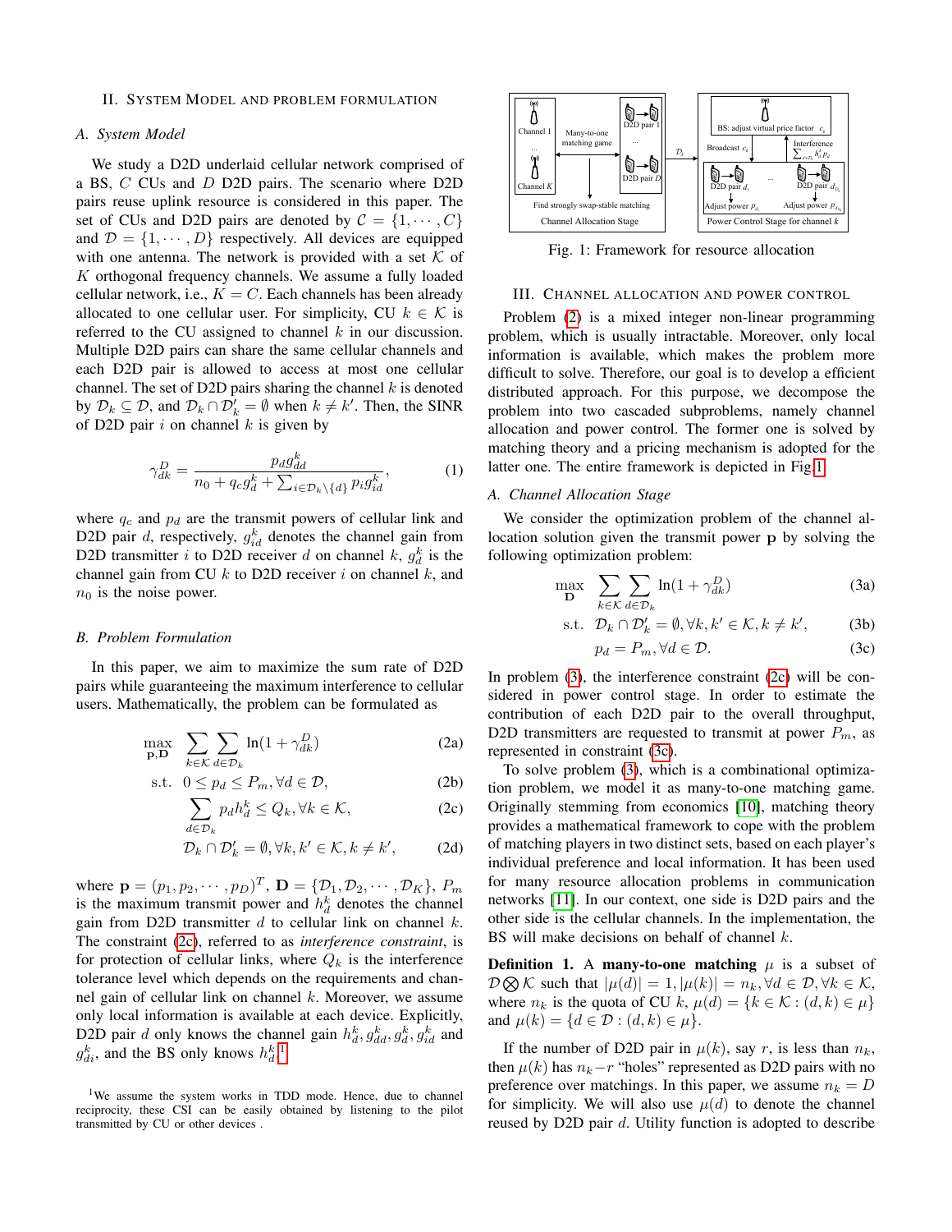## II. System Model and problem formulation

### A. System Model

We study a D2D underlaid cellular network comprised of a BS, $C$ CUs and $D$ D2D pairs. The scenario where D2D pairs reuse uplink resource is considered in this paper. The set of CUs and D2D pairs are denoted by $\mathcal{C} = \{1, \cdots, C\}$ and $\mathcal{D} = \{1, \cdots, D\}$ respectively. All devices are equipped with one antenna. The network is provided with a set $\mathcal{K}$ of $K$ orthogonal frequency channels. We assume a fully loaded cellular network, i.e., $K = C$. Each channels has been already allocated to one cellular user. For simplicity, CU $k \in \mathcal{K}$ is referred to the CU assigned to channel $k$ in our discussion. Multiple D2D pairs can share the same cellular channels and each D2D pair is allowed to access at most one cellular channel. The set of D2D pairs sharing the channel $k$ is denoted by $\mathcal{D}_k \subseteq \mathcal{D}$, and $\mathcal{D}_k \cap \mathcal{D}'_k = \emptyset$ when $k \neq k'$. Then, the SINR of D2D pair $i$ on channel $k$ is given by

$$\gamma_{dk}^D = \frac{p_d g_{dd}^k}{n_0 + q_c g_d^k + \sum_{i \in \mathcal{D}_k \setminus \{d\}} p_i g_{id}^k}, \tag{1}$$

where $q_c$ and $p_d$ are the transmit powers of cellular link and D2D pair $d$, respectively, $g_{id}^k$ denotes the channel gain from D2D transmitter $i$ to D2D receiver $d$ on channel $k$, $g_d^k$ is the channel gain from CU $k$ to D2D receiver $i$ on channel $k$, and $n_0$ is the noise power.

### B. Problem Formulation

In this paper, we aim to maximize the sum rate of D2D pairs while guaranteeing the maximum interference to cellular users. Mathematically, the problem can be formulated as

$$\max_{\mathbf{p}, \mathbf{D}} \sum_{k \in \mathcal{K}} \sum_{d \in \mathcal{D}_k} \ln(1 + \gamma_{dk}^D) \tag{2a}$$

$$\text{s.t.} \quad 0 \leq p_d \leq P_m, \forall d \in \mathcal{D}, \tag{2b}$$

$$\sum_{d \in \mathcal{D}_k} p_d h_d^k \leq Q_k, \forall k \in \mathcal{K}, \tag{2c}$$

$$\mathcal{D}_k \cap \mathcal{D}'_k = \emptyset, \forall k, k' \in \mathcal{K}, k \neq k', \tag{2d}$$

where $\mathbf{p} = (p_1, p_2, \cdots, p_D)^T$, $\mathbf{D} = \{\mathcal{D}_1, \mathcal{D}_2, \cdots, \mathcal{D}_K\}$, $P_m$ is the maximum transmit power and $h_d^k$ denotes the channel gain from D2D transmitter $d$ to cellular link on channel $k$. The constraint (2c), referred to as *interference constraint*, is for protection of cellular links, where $Q_k$ is the interference tolerance level which depends on the requirements and channel gain of cellular link on channel $k$. Moreover, we assume only local information is available at each device. Explicitly, D2D pair $d$ only knows the channel gain $h_d^k, g_{dd}^k, g_d^k, g_{id}^k$ and $g_{di}^k$, and the BS only knows $h_d^k$.[1]

[1] We assume the system works in TDD mode. Hence, due to channel reciprocity, these CSI can be easily obtained by listening to the pilot transmitted by CU or other devices .

Fig. 1: Framework for resource allocation

## III. Channel allocation and power control

Problem (2) is a mixed integer non-linear programming problem, which is usually intractable. Moreover, only local information is available, which makes the problem more difficult to solve. Therefore, our goal is to develop a efficient distributed approach. For this purpose, we decompose the problem into two cascaded subproblems, namely channel allocation and power control. The former one is solved by matching theory and a pricing mechanism is adopted for the latter one. The entire framework is depicted in Fig.1.

### A. Channel Allocation Stage

We consider the optimization problem of the channel allocation solution given the transmit power $\mathbf{p}$ by solving the following optimization problem:

$$\max_{\mathbf{D}} \sum_{k \in \mathcal{K}} \sum_{d \in \mathcal{D}_k} \ln(1 + \gamma_{dk}^D) \tag{3a}$$

$$\text{s.t.} \quad \mathcal{D}_k \cap \mathcal{D}'_k = \emptyset, \forall k, k' \in \mathcal{K}, k \neq k', \tag{3b}$$

$$p_d = P_m, \forall d \in \mathcal{D}. \tag{3c}$$

In problem (3), the interference constraint (2c) will be considered in power control stage. In order to estimate the contribution of each D2D pair to the overall throughput, D2D transmitters are requested to transmit at power $P_m$, as represented in constraint (3c).

To solve problem (3), which is a combinational optimization problem, we model it as many-to-one matching game. Originally stemming from economics [10], matching theory provides a mathematical framework to cope with the problem of matching players in two distinct sets, based on each player's individual preference and local information. It has been used for many resource allocation problems in communication networks [11]. In our context, one side is D2D pairs and the other side is the cellular channels. In the implementation, the BS will make decisions on behalf of channel $k$.

**Definition 1.** A **many-to-one matching** $\mu$ is a subset of $\mathcal{D} \bigotimes \mathcal{K}$ such that $|\mu(d)| = 1, |\mu(k)| = n_k, \forall d \in \mathcal{D}, \forall k \in \mathcal{K}$, where $n_k$ is the quota of CU $k$, $\mu(d) = \{k \in \mathcal{K} : (d, k) \in \mu\}$ and $\mu(k) = \{d \in \mathcal{D} : (d, k) \in \mu\}$.

If the number of D2D pair in $\mu(k)$, say $r$, is less than $n_k$, then $\mu(k)$ has $n_k - r$ "holes" represented as D2D pairs with no preference over matchings. In this paper, we assume $n_k = D$ for simplicity. We will also use $\mu(d)$ to denote the channel reused by D2D pair $d$. Utility function is adopted to describe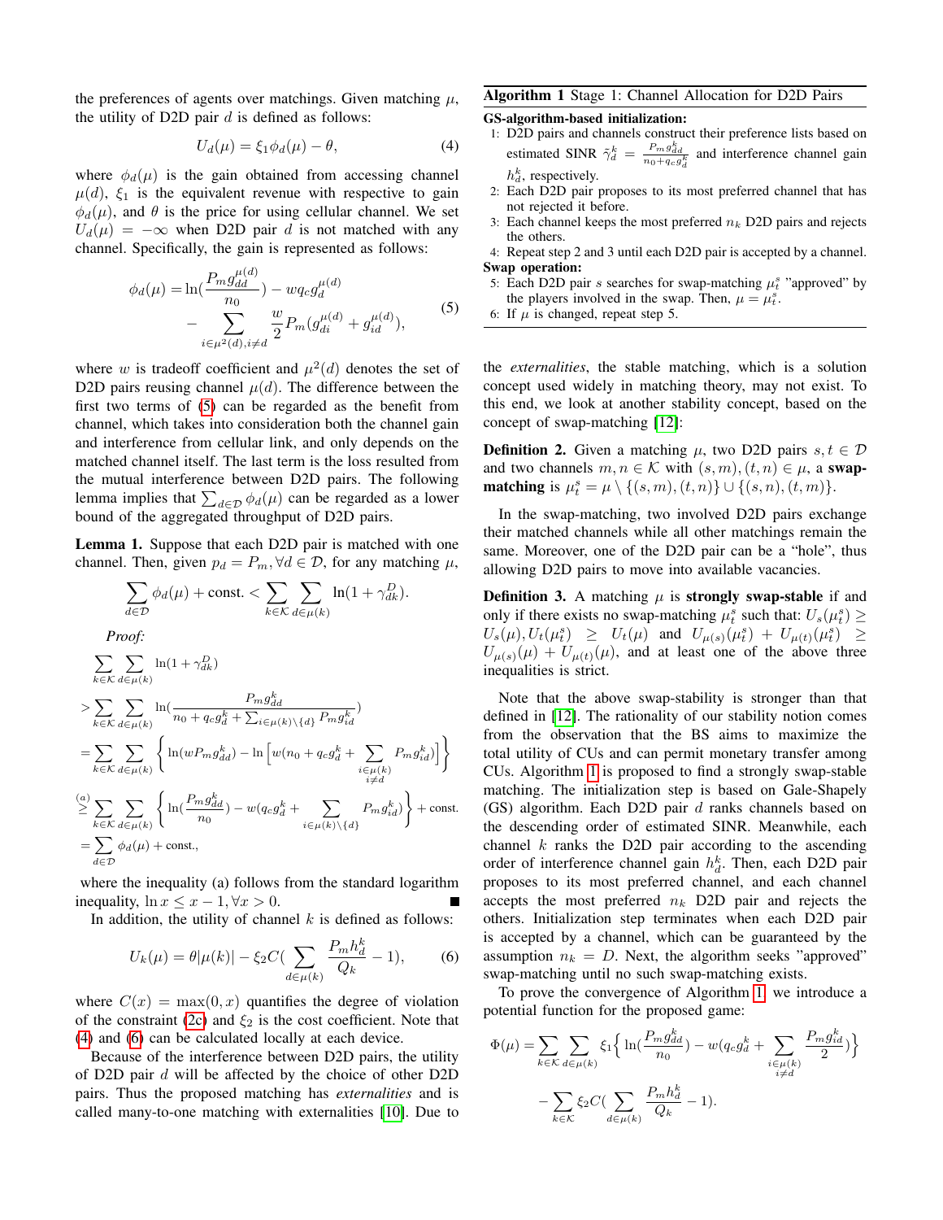the preferences of agents over matchings. Given matching $\mu$, the utility of D2D pair $d$ is defined as follows:

$$U_d(\mu) = \xi_1 \phi_d(\mu) - \theta, \tag{4}$$

where $\phi_d(\mu)$ is the gain obtained from accessing channel $\mu(d)$, $\xi_1$ is the equivalent revenue with respective to gain $\phi_d(\mu)$, and $\theta$ is the price for using cellular channel. We set $U_d(\mu) = -\infty$ when D2D pair $d$ is not matched with any channel. Specifically, the gain is represented as follows:

$$\begin{aligned}\phi_d(\mu) =& \ln(\frac{P_m g_{dd}^{\mu(d)}}{n_0}) - w q_c g_d^{\mu(d)} \\ &- \sum_{i \in \mu^2(d), i \neq d} \frac{w}{2} P_m (g_{di}^{\mu(d)} + g_{id}^{\mu(d)}),\end{aligned} \tag{5}$$

where $w$ is tradeoff coefficient and $\mu^2(d)$ denotes the set of D2D pairs reusing channel $\mu(d)$. The difference between the first two terms of (5) can be regarded as the benefit from channel, which takes into consideration both the channel gain and interference from cellular link, and only depends on the matched channel itself. The last term is the loss resulted from the mutual interference between D2D pairs. The following lemma implies that $\sum_{d\in\mathcal{D}} \phi_d(\mu)$ can be regarded as a lower bound of the aggregated throughput of D2D pairs.

**Lemma 1.** Suppose that each D2D pair is matched with one channel. Then, given $p_d = P_m, \forall d \in \mathcal{D}$, for any matching $\mu$,

$$\sum_{d\in\mathcal{D}} \phi_d(\mu) + \text{const.} < \sum_{k\in\mathcal{K}} \sum_{d\in\mu(k)} \ln(1+\gamma_{dk}^D).$$

*Proof:*

$$\begin{aligned}
&\sum_{k\in\mathcal{K}} \sum_{d\in\mu(k)} \ln(1+\gamma_{dk}^D) \\
>& \sum_{k\in\mathcal{K}} \sum_{d\in\mu(k)} \ln(\frac{P_m g_{dd}^k}{n_0 + q_c g_d^k + \sum_{i\in\mu(k)\setminus\{d\}} P_m g_{id}^k}) \\
=& \sum_{k\in\mathcal{K}} \sum_{d\in\mu(k)} \left\{ \ln(w P_m g_{dd}^k) - \ln\Big[w(n_0 + q_c g_d^k + \sum_{\substack{i\in\mu(k)\\ i\neq d}} P_m g_{id}^k)\Big] \right\} \\
\overset{(a)}{\geq}& \sum_{k\in\mathcal{K}} \sum_{d\in\mu(k)} \left\{ \ln(\frac{P_m g_{dd}^k}{n_0}) - w(q_c g_d^k + \sum_{i\in\mu(k)\setminus\{d\}} P_m g_{id}^k) \right\} + \text{const.} \\
=& \sum_{d\in\mathcal{D}} \phi_d(\mu) + \text{const.},
\end{aligned}$$

where the inequality (a) follows from the standard logarithm inequality, $\ln x \leq x - 1, \forall x > 0$. ∎

In addition, the utility of channel $k$ is defined as follows:

$$U_k(\mu) = \theta|\mu(k)| - \xi_2 C(\sum_{d\in\mu(k)} \frac{P_m h_d^k}{Q_k} - 1), \tag{6}$$

where $C(x) = \max(0, x)$ quantifies the degree of violation of the constraint (2c) and $\xi_2$ is the cost coefficient. Note that (4) and (6) can be calculated locally at each device.

Because of the interference between D2D pairs, the utility of D2D pair $d$ will be affected by the choice of other D2D pairs. Thus the proposed matching has *externalities* and is called many-to-one matching with externalities [10]. Due to the *externalities*, the stable matching, which is a solution concept used widely in matching theory, may not exist. To this end, we look at another stability concept, based on the concept of swap-matching [12]:

---

**Algorithm 1** Stage 1: Channel Allocation for D2D Pairs

**GS-algorithm-based initialization:**

1: D2D pairs and channels construct their preference lists based on estimated SINR $\tilde{\gamma}_d^k = \frac{P_m g_{dd}^k}{n_0 + q_c g_d^k}$ and interference channel gain $h_d^k$, respectively.
2: Each D2D pair proposes to its most preferred channel that has not rejected it before.
3: Each channel keeps the most preferred $n_k$ D2D pairs and rejects the others.
4: Repeat step 2 and 3 until each D2D pair is accepted by a channel.

**Swap operation:**

5: Each D2D pair $s$ searches for swap-matching $\mu_t^s$ "approved" by the players involved in the swap. Then, $\mu = \mu_t^s$.
6: If $\mu$ is changed, repeat step 5.

---

**Definition 2.** Given a matching $\mu$, two D2D pairs $s, t \in \mathcal{D}$ and two channels $m, n \in \mathcal{K}$ with $(s,m), (t,n) \in \mu$, a **swap-matching** is $\mu_t^s = \mu \setminus \{(s,m),(t,n)\} \cup \{(s,n),(t,m)\}$.

In the swap-matching, two involved D2D pairs exchange their matched channels while all other matchings remain the same. Moreover, one of the D2D pair can be a "hole", thus allowing D2D pairs to move into available vacancies.

**Definition 3.** A matching $\mu$ is **strongly swap-stable** if and only if there exists no swap-matching $\mu_t^s$ such that: $U_s(\mu_t^s) \geq U_s(\mu), U_t(\mu_t^s) \geq U_t(\mu)$ and $U_{\mu(s)}(\mu_t^s) + U_{\mu(t)}(\mu_t^s) \geq U_{\mu(s)}(\mu) + U_{\mu(t)}(\mu)$, and at least one of the above three inequalities is strict.

Note that the above swap-stability is stronger than that defined in [12]. The rationality of our stability notion comes from the observation that the BS aims to maximize the total utility of CUs and can permit monetary transfer among CUs. Algorithm 1 is proposed to find a strongly swap-stable matching. The initialization step is based on Gale-Shapely (GS) algorithm. Each D2D pair $d$ ranks channels based on the descending order of estimated SINR. Meanwhile, each channel $k$ ranks the D2D pair according to the ascending order of interference channel gain $h_d^k$. Then, each D2D pair proposes to its most preferred channel, and each channel accepts the most preferred $n_k$ D2D pair and rejects the others. Initialization step terminates when each D2D pair is accepted by a channel, which can be guaranteed by the assumption $n_k = D$. Next, the algorithm seeks "approved" swap-matching until no such swap-matching exists.

To prove the convergence of Algorithm 1, we introduce a potential function for the proposed game:

$$\begin{aligned}\Phi(\mu) =& \sum_{k\in\mathcal{K}} \sum_{d\in\mu(k)} \xi_1 \Big\{ \ln(\frac{P_m g_{dd}^k}{n_0}) - w(q_c g_d^k + \sum_{\substack{i\in\mu(k)\\ i\neq d}} \frac{P_m g_{id}^k}{2}) \Big\} \\ &- \sum_{k\in\mathcal{K}} \xi_2 C(\sum_{d\in\mu(k)} \frac{P_m h_d^k}{Q_k} - 1).\end{aligned}$$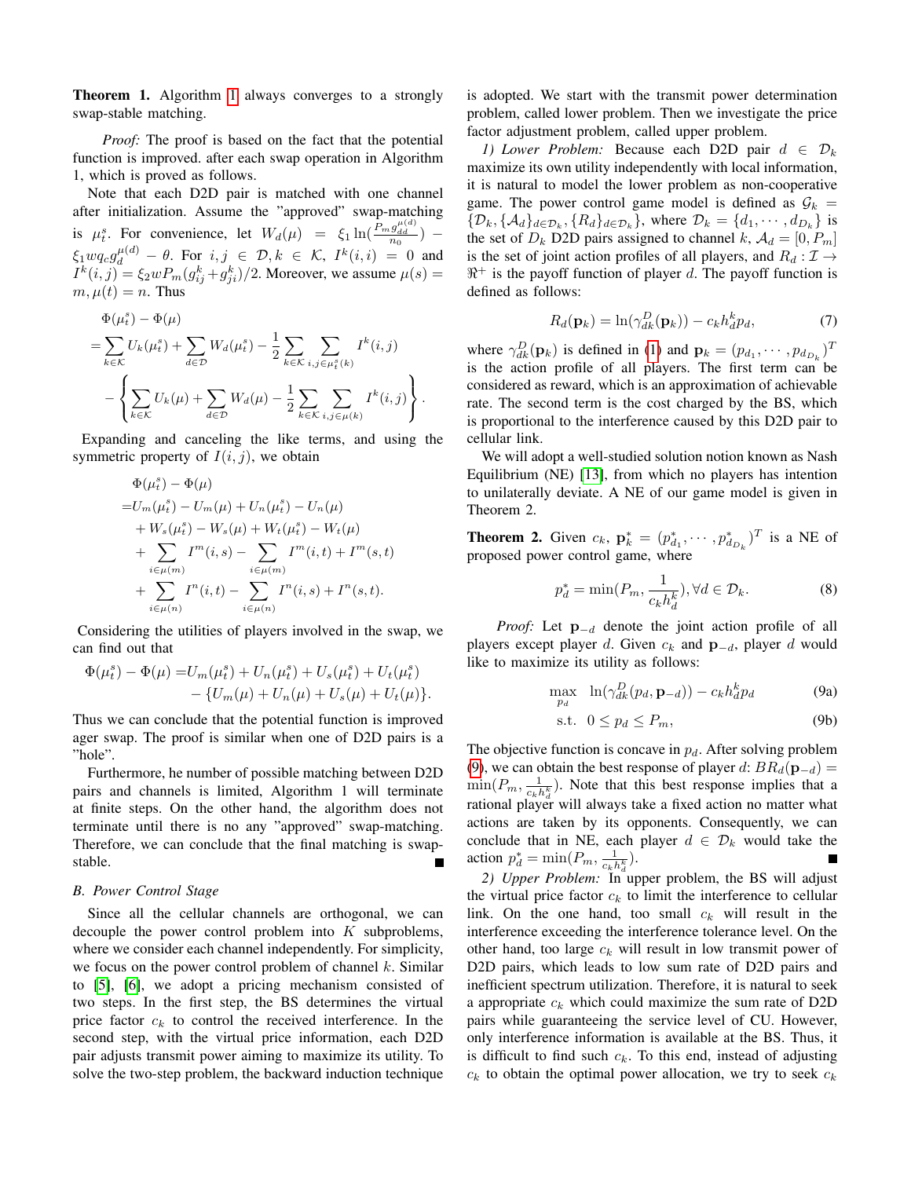**Theorem 1.** Algorithm 1 always converges to a strongly swap-stable matching.

*Proof:* The proof is based on the fact that the potential function is improved. after each swap operation in Algorithm 1, which is proved as follows.

Note that each D2D pair is matched with one channel after initialization. Assume the "approved" swap-matching is $\mu_t^s$. For convenience, let $W_d(\mu) = \xi_1 \ln(\frac{P_m g_{dd}^{\mu(d)}}{n_0}) - \xi_1 w q_c g_d^{\mu(d)} - \theta$. For $i,j \in \mathcal{D}, k \in \mathcal{K}$, $I^k(i,i) = 0$ and $I^k(i,j) = \xi_2 w P_m (g_{ij}^k + g_{ji}^k)/2$. Moreover, we assume $\mu(s) = m, \mu(t) = n$. Thus

$$
\begin{aligned}
&\Phi(\mu_t^s) - \Phi(\mu) \\
&= \sum_{k\in\mathcal{K}} U_k(\mu_t^s) + \sum_{d\in\mathcal{D}} W_d(\mu_t^s) - \frac{1}{2}\sum_{k\in\mathcal{K}} \sum_{i,j\in\mu_t^s(k)} I^k(i,j) \\
&\quad - \left\{ \sum_{k\in\mathcal{K}} U_k(\mu) + \sum_{d\in\mathcal{D}} W_d(\mu) - \frac{1}{2}\sum_{k\in\mathcal{K}} \sum_{i,j\in\mu(k)} I^k(i,j) \right\}.
\end{aligned}
$$

Expanding and canceling the like terms, and using the symmetric property of $I(i,j)$, we obtain

$$
\begin{aligned}
&\Phi(\mu_t^s) - \Phi(\mu) \\
=& U_m(\mu_t^s) - U_m(\mu) + U_n(\mu_t^s) - U_n(\mu) \\
&+ W_s(\mu_t^s) - W_s(\mu) + W_t(\mu_t^s) - W_t(\mu) \\
&+ \sum_{i\in\mu(m)} I^m(i,s) - \sum_{i\in\mu(m)} I^m(i,t) + I^m(s,t) \\
&+ \sum_{i\in\mu(n)} I^n(i,t) - \sum_{i\in\mu(n)} I^n(i,s) + I^n(s,t).
\end{aligned}
$$

Considering the utilities of players involved in the swap, we can find out that

$$
\begin{aligned}
\Phi(\mu_t^s) - \Phi(\mu) =& U_m(\mu_t^s) + U_n(\mu_t^s) + U_s(\mu_t^s) + U_t(\mu_t^s) \\
&- \{U_m(\mu) + U_n(\mu) + U_s(\mu) + U_t(\mu)\}.
\end{aligned}
$$

Thus we can conclude that the potential function is improved ager swap. The proof is similar when one of D2D pairs is a "hole".

Furthermore, he number of possible matching between D2D pairs and channels is limited, Algorithm 1 will terminate at finite steps. On the other hand, the algorithm does not terminate until there is no any "approved" swap-matching. Therefore, we can conclude that the final matching is swap-stable. ∎

### B. Power Control Stage

Since all the cellular channels are orthogonal, we can decouple the power control problem into $K$ subproblems, where we consider each channel independently. For simplicity, we focus on the power control problem of channel $k$. Similar to [5], [6], we adopt a pricing mechanism consisted of two steps. In the first step, the BS determines the virtual price factor $c_k$ to control the received interference. In the second step, with the virtual price information, each D2D pair adjusts transmit power aiming to maximize its utility. To solve the two-step problem, the backward induction technique is adopted. We start with the transmit power determination problem, called lower problem. Then we investigate the price factor adjustment problem, called upper problem.

*1) Lower Problem:* Because each D2D pair $d \in \mathcal{D}_k$ maximize its own utility independently with local information, it is natural to model the lower problem as non-cooperative game. The power control game model is defined as $\mathcal{G}_k = \{\mathcal{D}_k, \{\mathcal{A}_d\}_{d\in\mathcal{D}_k}, \{R_d\}_{d\in\mathcal{D}_k}\}$, where $\mathcal{D}_k = \{d_1, \cdots, d_{D_k}\}$ is the set of $D_k$ D2D pairs assigned to channel $k$, $\mathcal{A}_d = [0, P_m]$ is the set of joint action profiles of all players, and $R_d : \mathcal{I} \to \Re^+$ is the payoff function of player $d$. The payoff function is defined as follows:

$$
R_d(\mathbf{p}_k) = \ln(\gamma_{dk}^D(\mathbf{p}_k)) - c_k h_d^k p_d, \tag{7}
$$

where $\gamma_{dk}^D(\mathbf{p}_k)$ is defined in (1) and $\mathbf{p}_k = (p_{d_1}, \cdots, p_{d_{D_k}})^T$ is the action profile of all players. The first term can be considered as reward, which is an approximation of achievable rate. The second term is the cost charged by the BS, which is proportional to the interference caused by this D2D pair to cellular link.

We will adopt a well-studied solution notion known as Nash Equilibrium (NE) [13], from which no players has intention to unilaterally deviate. A NE of our game model is given in Theorem 2.

**Theorem 2.** Given $c_k$, $\mathbf{p}_k^* = (p_{d_1}^*, \cdots, p_{d_{D_k}}^*)^T$ is a NE of proposed power control game, where

$$
p_d^* = \min(P_m, \frac{1}{c_k h_d^k}), \forall d \in \mathcal{D}_k. \tag{8}
$$

*Proof:* Let $\mathbf{p}_{-d}$ denote the joint action profile of all players except player $d$. Given $c_k$ and $\mathbf{p}_{-d}$, player $d$ would like to maximize its utility as follows:

$$
\max_{p_d} \quad \ln(\gamma_{dk}^D(p_d, \mathbf{p}_{-d})) - c_k h_d^k p_d \tag{9a}
$$

$$
\text{s.t.} \quad 0 \le p_d \le P_m, \tag{9b}
$$

The objective function is concave in $p_d$. After solving problem (9), we can obtain the best response of player $d$: $BR_d(\mathbf{p}_{-d}) = \min(P_m, \frac{1}{c_k h_d^k})$. Note that this best response implies that a rational player will always take a fixed action no matter what actions are taken by its opponents. Consequently, we can conclude that in NE, each player $d \in \mathcal{D}_k$ would take the action $p_d^* = \min(P_m, \frac{1}{c_k h_d^k})$. ∎

*2) Upper Problem:* In upper problem, the BS will adjust the virtual price factor $c_k$ to limit the interference to cellular link. On the one hand, too small $c_k$ will result in the interference exceeding the interference tolerance level. On the other hand, too large $c_k$ will result in low transmit power of D2D pairs, which leads to low sum rate of D2D pairs and inefficient spectrum utilization. Therefore, it is natural to seek a appropriate $c_k$ which could maximize the sum rate of D2D pairs while guaranteeing the service level of CU. However, only interference information is available at the BS. Thus, it is difficult to find such $c_k$. To this end, instead of adjusting $c_k$ to obtain the optimal power allocation, we try to seek $c_k$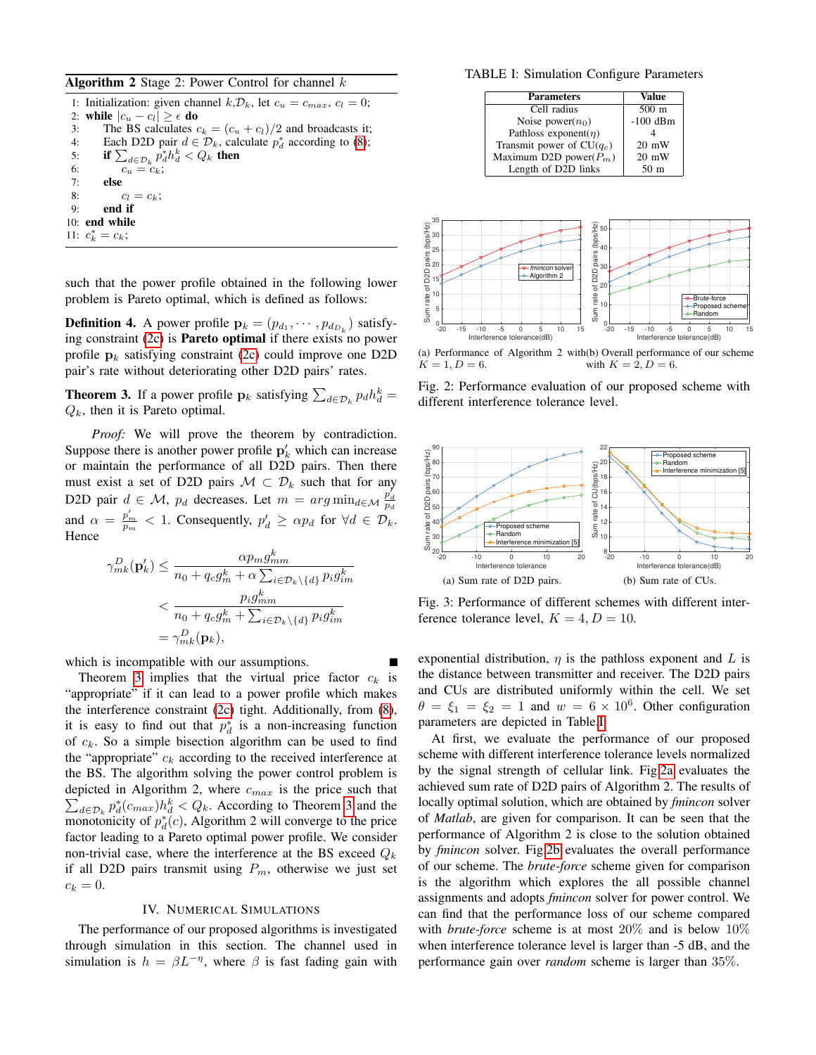**Algorithm 2** Stage 2: Power Control for channel $k$

```
1: Initialization: given channel k, D_k, let c_u = c_max, c_l = 0;
2: while |c_u − c_l| ≥ ϵ do
3:     The BS calculates c_k = (c_u + c_l)/2 and broadcasts it;
4:     Each D2D pair d ∈ D_k, calculate p*_d according to (8);
5:     if Σ_{d∈D_k} p*_d h^k_d < Q_k then
6:         c_u = c_k;
7:     else
8:         c_l = c_k;
9:     end if
10: end while
11: c*_k = c_k;
```

such that the power profile obtained in the following lower problem is Pareto optimal, which is defined as follows:

**Definition 4.** A power profile $\mathbf{p}_k = (p_{d_1}, \cdots, p_{d_{D_k}})$ satisfying constraint (2c) is **Pareto optimal** if there exists no power profile $\mathbf{p}_k$ satisfying constraint (2c) could improve one D2D pair's rate without deteriorating other D2D pairs' rates.

**Theorem 3.** If a power profile $\mathbf{p}_k$ satisfying $\sum_{d\in\mathcal{D}_k} p_d h_d^k = Q_k$, then it is Pareto optimal.

*Proof:* We will prove the theorem by contradiction. Suppose there is another power profile $\mathbf{p}_k'$ which can increase or maintain the performance of all D2D pairs. Then there must exist a set of D2D pairs $\mathcal{M} \subset \mathcal{D}_k$ such that for any D2D pair $d \in \mathcal{M}$, $p_d$ decreases. Let $m = \arg\min_{d\in\mathcal{M}} \frac{p_d'}{p_d}$ and $\alpha = \frac{p_m'}{p_m} < 1$. Consequently, $p_d' \geq \alpha p_d$ for $\forall d \in \mathcal{D}_k$. Hence

$$
\begin{aligned}
\gamma_{mk}^D(\mathbf{p}_k') &\leq \frac{\alpha p_m g_{mm}^k}{n_0 + q_c g_m^k + \alpha \sum_{i\in\mathcal{D}_k\setminus\{d\}} p_i g_{im}^k} \\
&< \frac{p_i g_{mm}^k}{n_0 + q_c g_m^k + \sum_{i\in\mathcal{D}_k\setminus\{d\}} p_i g_{im}^k} \\
&= \gamma_{mk}^D(\mathbf{p}_k),
\end{aligned}
$$

which is incompatible with our assumptions. ■

Theorem 3 implies that the virtual price factor $c_k$ is "appropriate" if it can lead to a power profile which makes the interference constraint (2c) tight. Additionally, from (8), it is easy to find out that $p_d^*$ is a non-increasing function of $c_k$. So a simple bisection algorithm can be used to find the "appropriate" $c_k$ according to the received interference at the BS. The algorithm solving the power control problem is depicted in Algorithm 2, where $c_{max}$ is the price such that $\sum_{d\in\mathcal{D}_k} p_d^*(c_{max}) h_d^k < Q_k$. According to Theorem 3 and the monotonicity of $p_d^*(c)$, Algorithm 2 will converge to the price factor leading to a Pareto optimal power profile. We consider non-trivial case, where the interference at the BS exceed $Q_k$ if all D2D pairs transmit using $P_m$, otherwise we just set $c_k = 0$.

## IV. Numerical Simulations

The performance of our proposed algorithms is investigated through simulation in this section. The channel used in simulation is $h = \beta L^{-\eta}$, where $\beta$ is fast fading gain with exponential distribution, $\eta$ is the pathloss exponent and $L$ is the distance between transmitter and receiver. The D2D pairs and CUs are distributed uniformly within the cell. We set $\theta = \xi_1 = \xi_2 = 1$ and $w = 6 \times 10^6$. Other configuration parameters are depicted in Table I.

TABLE I: Simulation Configure Parameters

| Parameters | Value |
|---|---|
| Cell radius | 500 m |
| Noise power($n_0$) | -100 dBm |
| Pathloss exponent($\eta$) | 4 |
| Transmit power of CU($q_c$) | 20 mW |
| Maximum D2D power($P_m$) | 20 mW |
| Length of D2D links | 50 m |

(a) Performance of Algorithm 2 with $K = 1, D = 6$.
(b) Overall performance of our scheme with $K = 2, D = 6$.

Fig. 2: Performance evaluation of our proposed scheme with different interference tolerance level.

(a) Sum rate of D2D pairs.
(b) Sum rate of CUs.

Fig. 3: Performance of different schemes with different interference tolerance level, $K = 4, D = 10$.

At first, we evaluate the performance of our proposed scheme with different interference tolerance levels normalized by the signal strength of cellular link. Fig.2a evaluates the achieved sum rate of D2D pairs of Algorithm 2. The results of locally optimal solution, which are obtained by *fmincon* solver of *Matlab*, are given for comparison. It can be seen that the performance of Algorithm 2 is close to the solution obtained by *fmincon* solver. Fig.2b evaluates the overall performance of our scheme. The *brute-force* scheme given for comparison is the algorithm which explores the all possible channel assignments and adopts *fmincon* solver for power control. We can find that the performance loss of our scheme compared with *brute-force* scheme is at most 20% and is below 10% when interference tolerance level is larger than -5 dB, and the performance gain over *random* scheme is larger than 35%.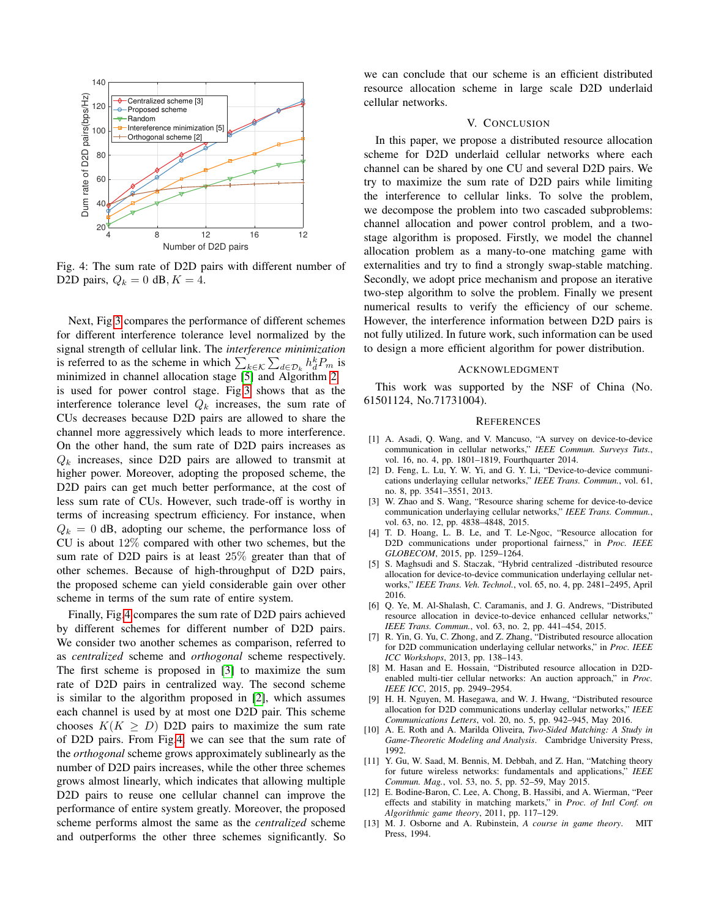Dum rate of D2D pairs(bps/Hz)

140
120
100
80
60
40
20

4 8 12 16 12

Number of D2D pairs

Centralized scheme [3]
Proposed scheme
Random
Intereference minimization [5]
Orthogonal scheme [2]

Fig. 4: The sum rate of D2D pairs with different number of D2D pairs, $Q_k = 0$ dB, $K = 4$.

Next, Fig 3 compares the performance of different schemes for different interference tolerance level normalized by the signal strength of cellular link. The *interference minimization* is referred to as the scheme in which $\sum_{k \in \mathcal{K}} \sum_{d \in \mathcal{D}_k} h_d^k P_m$ is minimized in channel allocation stage [5] and Algorithm 2 is used for power control stage. Fig 3 shows that as the interference tolerance level $Q_k$ increases, the sum rate of CUs decreases because D2D pairs are allowed to share the channel more aggressively which leads to more interference. On the other hand, the sum rate of D2D pairs increases as $Q_k$ increases, since D2D pairs are allowed to transmit at higher power. Moreover, adopting the proposed scheme, the D2D pairs can get much better performance, at the cost of less sum rate of CUs. However, such trade-off is worthy in terms of increasing spectrum efficiency. For instance, when $Q_k = 0$ dB, adopting our scheme, the performance loss of CU is about 12% compared with other two schemes, but the sum rate of D2D pairs is at least 25% greater than that of other schemes. Because of high-throughput of D2D pairs, the proposed scheme can yield considerable gain over other scheme in terms of the sum rate of entire system.

Finally, Fig 4 compares the sum rate of D2D pairs achieved by different schemes for different number of D2D pairs. We consider two another schemes as comparison, referred to as *centralized* scheme and *orthogonal* scheme respectively. The first scheme is proposed in [3] to maximize the sum rate of D2D pairs in centralized way. The second scheme is similar to the algorithm proposed in [2], which assumes each channel is used by at most one D2D pair. This scheme chooses $K(K \geq D)$ D2D pairs to maximize the sum rate of D2D pairs. From Fig 4, we can see that the sum rate of the *orthogonal* scheme grows approximately sublinearly as the number of D2D pairs increases, while the other three schemes grows almost linearly, which indicates that allowing multiple D2D pairs to reuse one cellular channel can improve the performance of entire system greatly. Moreover, the proposed scheme performs almost the same as the *centralized* scheme and outperforms the other three schemes significantly. So we can conclude that our scheme is an efficient distributed resource allocation scheme in large scale D2D underlaid cellular networks.

## V. Conclusion

In this paper, we propose a distributed resource allocation scheme for D2D underlaid cellular networks where each channel can be shared by one CU and several D2D pairs. We try to maximize the sum rate of D2D pairs while limiting the interference to cellular links. To solve the problem, we decompose the problem into two cascaded subproblems: channel allocation and power control problem, and a two-stage algorithm is proposed. Firstly, we model the channel allocation problem as a many-to-one matching game with externalities and try to find a strongly swap-stable matching. Secondly, we adopt price mechanism and propose an iterative two-step algorithm to solve the problem. Finally we present numerical results to verify the efficiency of our scheme. However, the interference information between D2D pairs is not fully utilized. In future work, such information can be used to design a more efficient algorithm for power distribution.

## Acknowledgment

This work was supported by the NSF of China (No. 61501124, No.71731004).

## References

[1] A. Asadi, Q. Wang, and V. Mancuso, "A survey on device-to-device communication in cellular networks," *IEEE Commun. Surveys Tuts.*, vol. 16, no. 4, pp. 1801–1819, Fourthquarter 2014.

[2] D. Feng, L. Lu, Y. W. Yi, and G. Y. Li, "Device-to-device communications underlaying cellular networks," *IEEE Trans. Commun.*, vol. 61, no. 8, pp. 3541–3551, 2013.

[3] W. Zhao and S. Wang, "Resource sharing scheme for device-to-device communication underlaying cellular networks," *IEEE Trans. Commun.*, vol. 63, no. 12, pp. 4838–4848, 2015.

[4] T. D. Hoang, L. B. Le, and T. Le-Ngoc, "Resource allocation for D2D communications under proportional fairness," in *Proc. IEEE GLOBECOM*, 2015, pp. 1259–1264.

[5] S. Maghsudi and S. Stanczak, "Hybrid centralized -distributed resource allocation for device-to-device communication underlaying cellular networks," *IEEE Trans. Veh. Technol.*, vol. 65, no. 4, pp. 2481–2495, April 2016.

[6] Q. Ye, M. Al-Shalash, C. Caramanis, and J. G. Andrews, "Distributed resource allocation in device-to-device enhanced cellular networks," *IEEE Trans. Commun.*, vol. 63, no. 2, pp. 441–454, 2015.

[7] R. Yin, G. Yu, C. Zhong, and Z. Zhang, "Distributed resource allocation for D2D communication underlaying cellular networks," in *Proc. IEEE ICC Workshops*, 2013, pp. 138–143.

[8] M. Hasan and E. Hossain, "Distributed resource allocation in D2D-enabled multi-tier cellular networks: An auction approach," in *Proc. IEEE ICC*, 2015, pp. 2949–2954.

[9] H. H. Nguyen, M. Hasegawa, and W. J. Hwang, "Distributed resource allocation for D2D communications underlay cellular networks," *IEEE Communications Letters*, vol. 20, no. 5, pp. 942–945, May 2016.

[10] A. E. Roth and A. Marilda Oliveira, *Two-Sided Matching: A Study in Game-Theoretic Modeling and Analysis*. Cambridge University Press, 1992.

[11] Y. Gu, W. Saad, M. Bennis, M. Debbah, and Z. Han, "Matching theory for future wireless networks: fundamentals and applications," *IEEE Commun. Mag.*, vol. 53, no. 5, pp. 52–59, May 2015.

[12] E. Bodine-Baron, C. Lee, A. Chong, B. Hassibi, and A. Wierman, "Peer effects and stability in matching markets," in *Proc. of Intl Conf. on Algorithmic game theory*, 2011, pp. 117–129.

[13] M. J. Osborne and A. Rubinstein, *A course in game theory*. MIT Press, 1994.